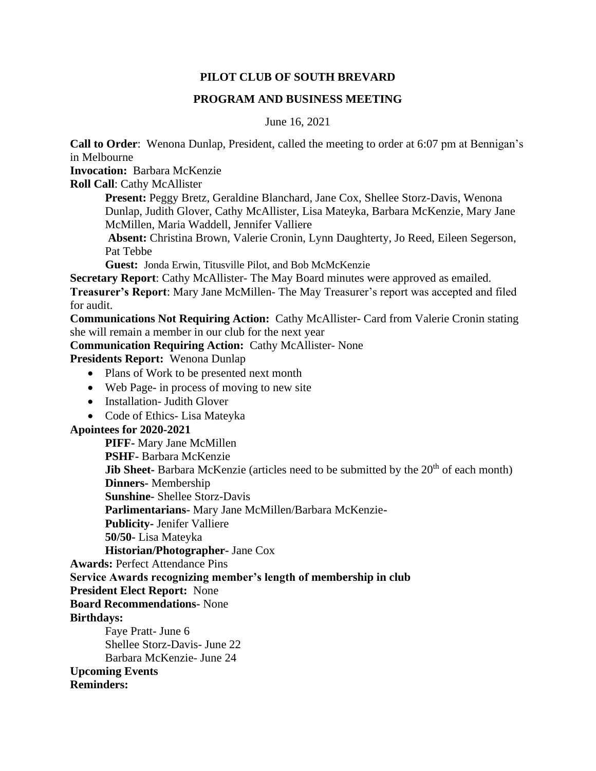# PILOT CLUB OF SOUTH BREVARD

## PROGRAM AND BUSINESS MEETING

June 16, 2021

**Call to Order**: Wenona Dunlap, President, called the meeting to order at 6:07 pm at Bennigan's in Melbourne

**Invocation:** Barbara McKenzie

**Roll Call**: Cathy McAllister

> **Present:** Peggy Bretz, Geraldine Blanchard, Jane Cox, Shellee Storz-Davis, Wenona Dunlap, Judith Glover, Cathy McAllister, Lisa Mateyka, Barbara McKenzie, Mary Jane McMillen, Maria Waddell, Jennifer Valliere
>
> **Absent:** Christina Brown, Valerie Cronin, Lynn Daughterty, Jo Reed, Eileen Segerson, Pat Tebbe
>
> **Guest:** Jonda Erwin, Titusville Pilot, and Bob McMcKenzie

**Secretary Report**: Cathy McAllister- The May Board minutes were approved as emailed.

**Treasurer's Report**: Mary Jane McMillen- The May Treasurer's report was accepted and filed for audit.

**Communications Not Requiring Action:** Cathy McAllister- Card from Valerie Cronin stating she will remain a member in our club for the next year

**Communication Requiring Action:** Cathy McAllister- None

**Presidents Report:** Wenona Dunlap

- Plans of Work to be presented next month
- Web Page- in process of moving to new site
- Installation- Judith Glover
- Code of Ethics- Lisa Mateyka

**Apointees for 2020-2021**

> **PIFF-** Mary Jane McMillen
>
> **PSHF-** Barbara McKenzie
>
> **Jib Sheet-** Barbara McKenzie (articles need to be submitted by the 20th of each month)
>
> **Dinners-** Membership
>
> **Sunshine-** Shellee Storz-Davis
>
> **Parlimentarians-** Mary Jane McMillen/Barbara McKenzie-
>
> **Publicity-** Jenifer Valliere
>
> **50/50-** Lisa Mateyka
>
> **Historian/Photographer-** Jane Cox

**Awards:** Perfect Attendance Pins

**Service Awards recognizing member's length of membership in club**

**President Elect Report:** None

**Board Recommendations-** None

**Birthdays:**

> Faye Pratt- June 6
>
> Shellee Storz-Davis- June 22
>
> Barbara McKenzie- June 24

**Upcoming Events**

**Reminders:**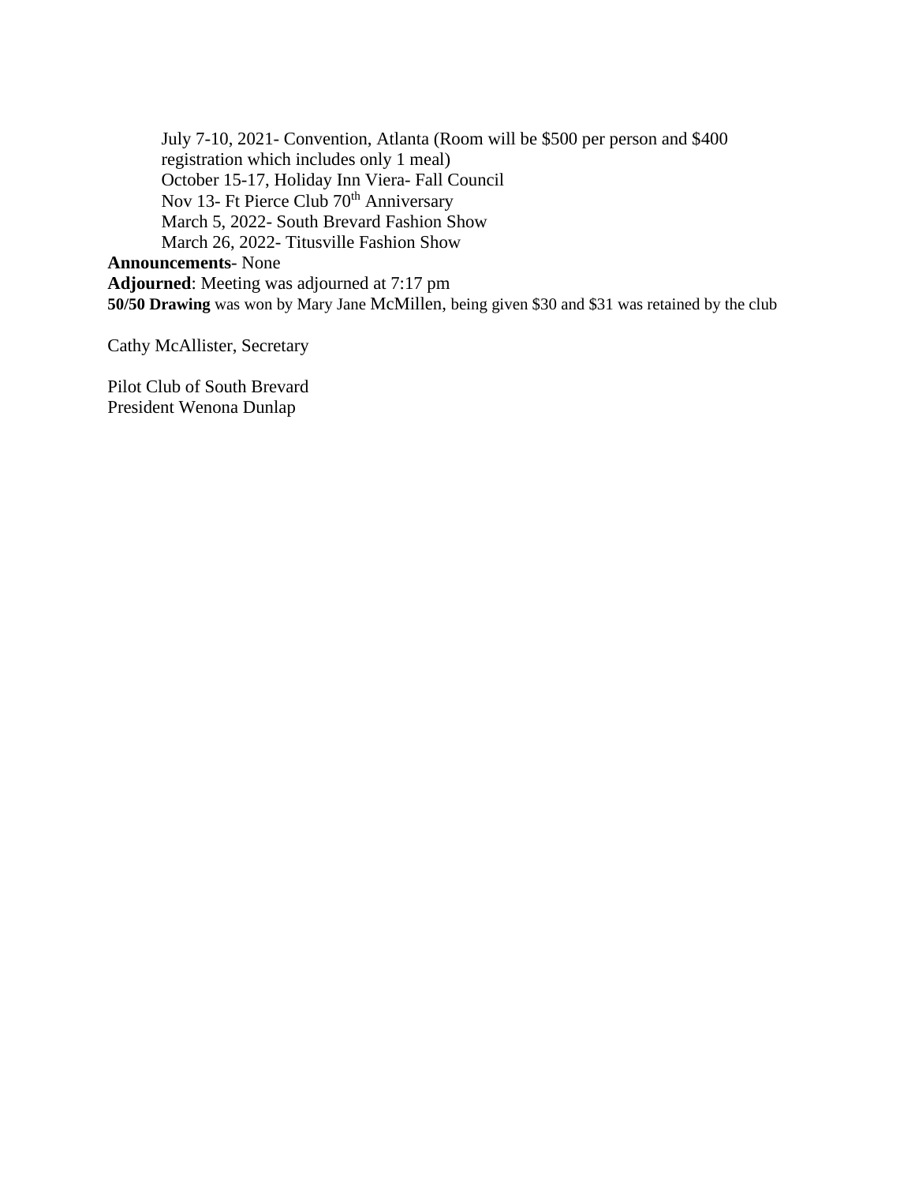July 7-10, 2021- Convention, Atlanta (Room will be $500 per person and $400 registration which includes only 1 meal)
October 15-17, Holiday Inn Viera- Fall Council
Nov 13- Ft Pierce Club 70th Anniversary
March 5, 2022- South Brevard Fashion Show
March 26, 2022- Titusville Fashion Show

**Announcements**- None

**Adjourned**: Meeting was adjourned at 7:17 pm

**50/50 Drawing** was won by Mary Jane McMillen, being given $30 and $31 was retained by the club

Cathy McAllister, Secretary

Pilot Club of South Brevard
President Wenona Dunlap